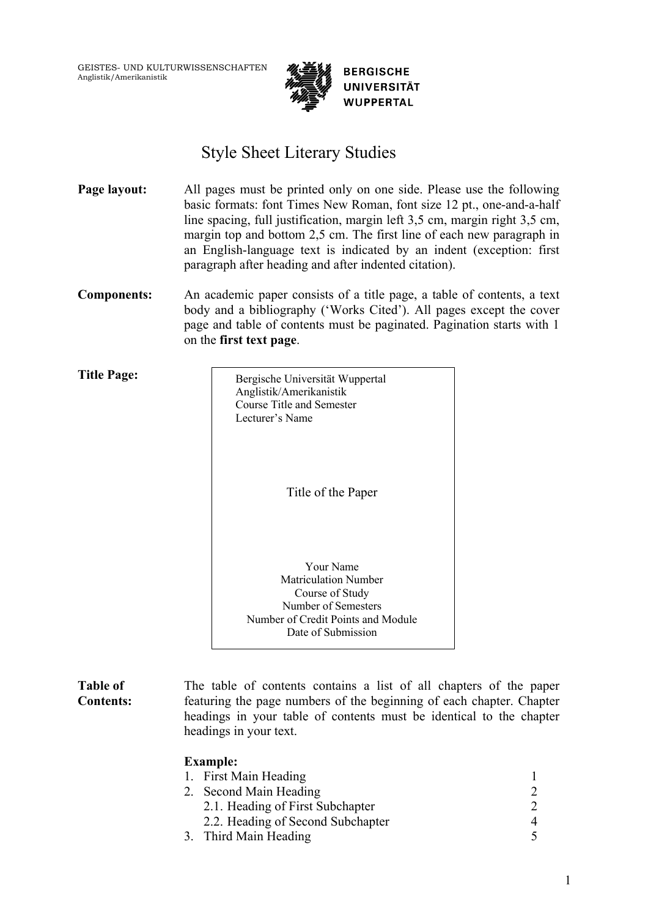GEISTES- UND KULTURWISSENSCHAFTEN
Anglistik/Amerikanistik

**BERGISCHE UNIVERSITÄT WUPPERTAL**

# Style Sheet Literary Studies

**Page layout:** All pages must be printed only on one side. Please use the following basic formats: font Times New Roman, font size 12 pt., one-and-a-half line spacing, full justification, margin left 3,5 cm, margin right 3,5 cm, margin top and bottom 2,5 cm. The first line of each new paragraph in an English-language text is indicated by an indent (exception: first paragraph after heading and after indented citation).

**Components:** An academic paper consists of a title page, a table of contents, a text body and a bibliography ('Works Cited'). All pages except the cover page and table of contents must be paginated. Pagination starts with 1 on the **first text page**.

**Title Page:**

> Bergische Universität Wuppertal
> Anglistik/Amerikanistik
> Course Title and Semester
> Lecturer's Name
>
> Title of the Paper
>
> Your Name
> Matriculation Number
> Course of Study
> Number of Semesters
> Number of Credit Points and Module
> Date of Submission

**Table of Contents:** The table of contents contains a list of all chapters of the paper featuring the page numbers of the beginning of each chapter. Chapter headings in your table of contents must be identical to the chapter headings in your text.

**Example:**

| | |
|---|---|
| 1. First Main Heading | 1 |
| 2. Second Main Heading | 2 |
| 2.1. Heading of First Subchapter | 2 |
| 2.2. Heading of Second Subchapter | 4 |
| 3. Third Main Heading | 5 |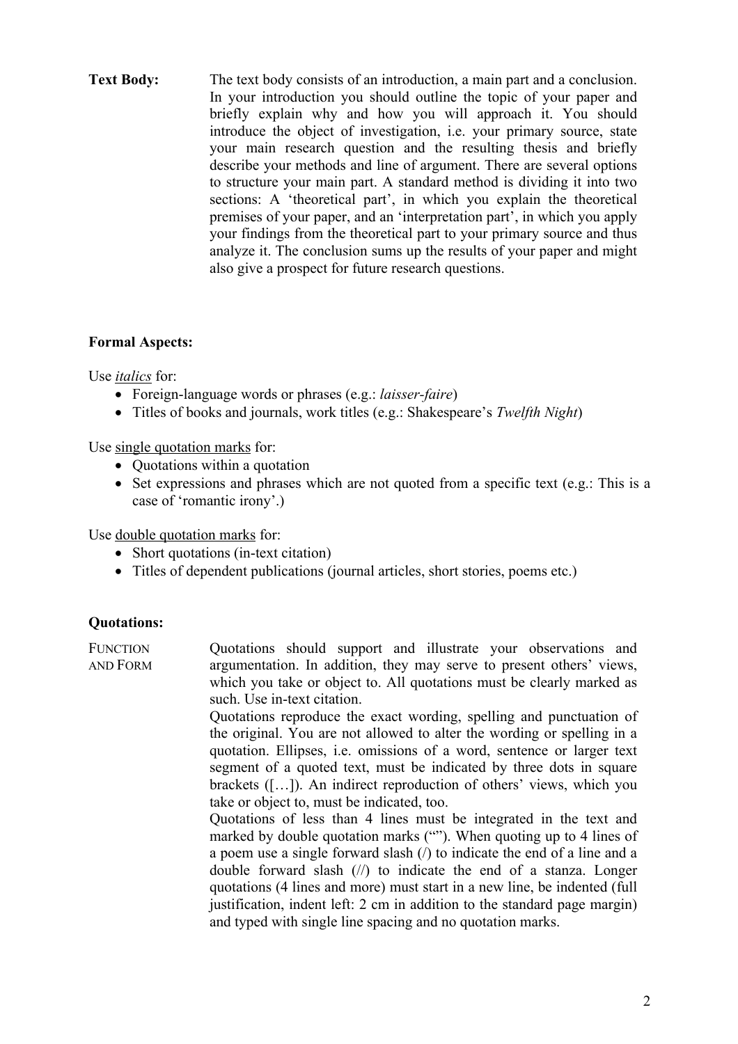**Text Body:** The text body consists of an introduction, a main part and a conclusion. In your introduction you should outline the topic of your paper and briefly explain why and how you will approach it. You should introduce the object of investigation, i.e. your primary source, state your main research question and the resulting thesis and briefly describe your methods and line of argument. There are several options to structure your main part. A standard method is dividing it into two sections: A 'theoretical part', in which you explain the theoretical premises of your paper, and an 'interpretation part', in which you apply your findings from the theoretical part to your primary source and thus analyze it. The conclusion sums up the results of your paper and might also give a prospect for future research questions.

**Formal Aspects:**

Use *italics* for:

- Foreign-language words or phrases (e.g.: *laisser-faire*)
- Titles of books and journals, work titles (e.g.: Shakespeare's *Twelfth Night*)

Use single quotation marks for:

- Quotations within a quotation
- Set expressions and phrases which are not quoted from a specific text (e.g.: This is a case of 'romantic irony'.)

Use double quotation marks for:

- Short quotations (in-text citation)
- Titles of dependent publications (journal articles, short stories, poems etc.)

**Quotations:**

FUNCTION AND FORM

Quotations should support and illustrate your observations and argumentation. In addition, they may serve to present others' views, which you take or object to. All quotations must be clearly marked as such. Use in-text citation.

Quotations reproduce the exact wording, spelling and punctuation of the original. You are not allowed to alter the wording or spelling in a quotation. Ellipses, i.e. omissions of a word, sentence or larger text segment of a quoted text, must be indicated by three dots in square brackets ([…]). An indirect reproduction of others' views, which you take or object to, must be indicated, too.

Quotations of less than 4 lines must be integrated in the text and marked by double quotation marks (""). When quoting up to 4 lines of a poem use a single forward slash (/) to indicate the end of a line and a double forward slash (//) to indicate the end of a stanza. Longer quotations (4 lines and more) must start in a new line, be indented (full justification, indent left: 2 cm in addition to the standard page margin) and typed with single line spacing and no quotation marks.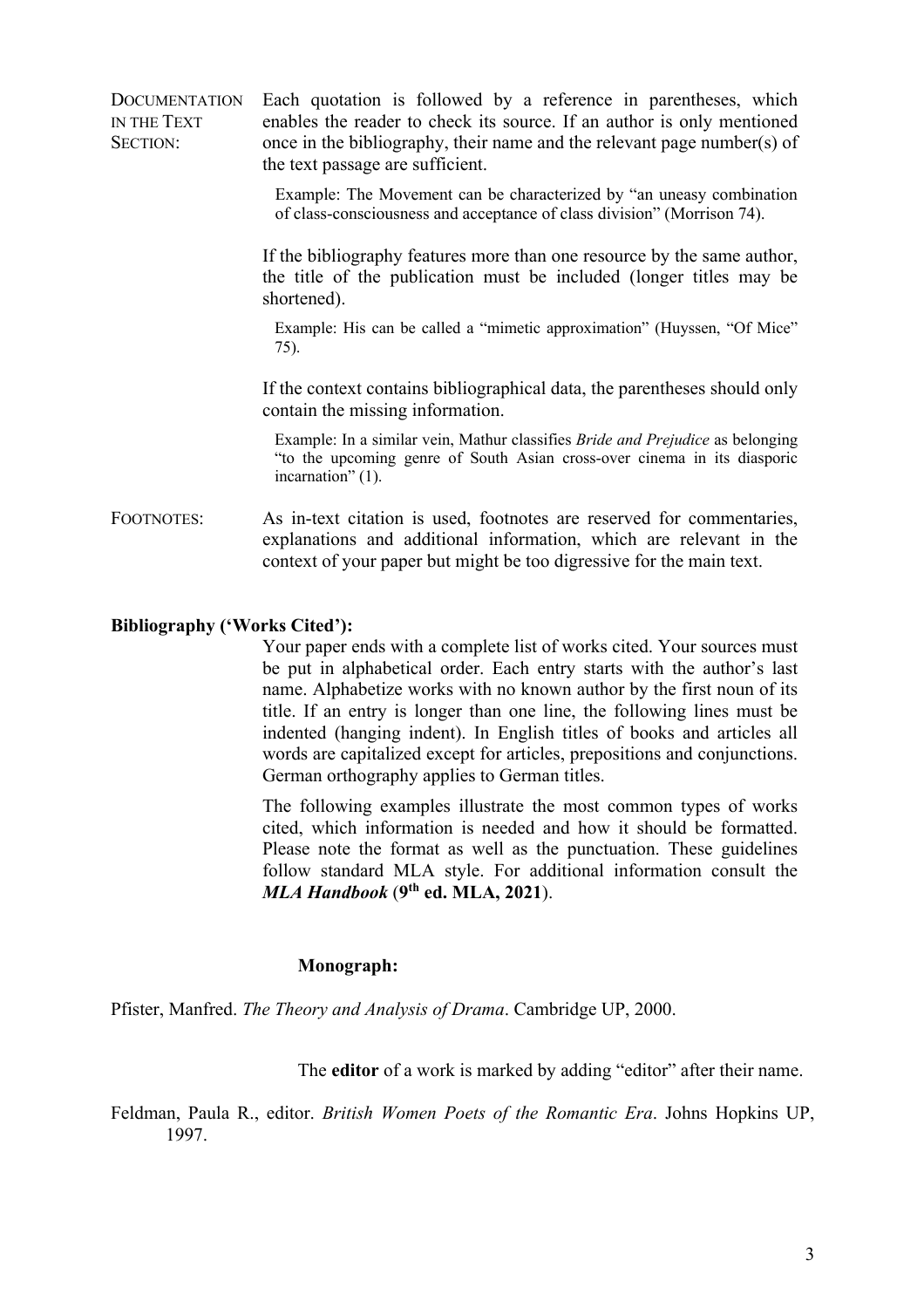**DOCUMENTATION IN THE TEXT SECTION:** Each quotation is followed by a reference in parentheses, which enables the reader to check its source. If an author is only mentioned once in the bibliography, their name and the relevant page number(s) of the text passage are sufficient.

> Example: The Movement can be characterized by "an uneasy combination of class-consciousness and acceptance of class division" (Morrison 74).

If the bibliography features more than one resource by the same author, the title of the publication must be included (longer titles may be shortened).

> Example: His can be called a "mimetic approximation" (Huyssen, "Of Mice" 75).

If the context contains bibliographical data, the parentheses should only contain the missing information.

> Example: In a similar vein, Mathur classifies *Bride and Prejudice* as belonging "to the upcoming genre of South Asian cross-over cinema in its diasporic incarnation" (1).

**FOOTNOTES:** As in-text citation is used, footnotes are reserved for commentaries, explanations and additional information, which are relevant in the context of your paper but might be too digressive for the main text.

**Bibliography ('Works Cited'):**

Your paper ends with a complete list of works cited. Your sources must be put in alphabetical order. Each entry starts with the author's last name. Alphabetize works with no known author by the first noun of its title. If an entry is longer than one line, the following lines must be indented (hanging indent). In English titles of books and articles all words are capitalized except for articles, prepositions and conjunctions. German orthography applies to German titles.

The following examples illustrate the most common types of works cited, which information is needed and how it should be formatted. Please note the format as well as the punctuation. These guidelines follow standard MLA style. For additional information consult the ***MLA Handbook*** (**9th ed. MLA, 2021**).

**Monograph:**

Pfister, Manfred. *The Theory and Analysis of Drama*. Cambridge UP, 2000.

The **editor** of a work is marked by adding "editor" after their name.

Feldman, Paula R., editor. *British Women Poets of the Romantic Era*. Johns Hopkins UP, 1997.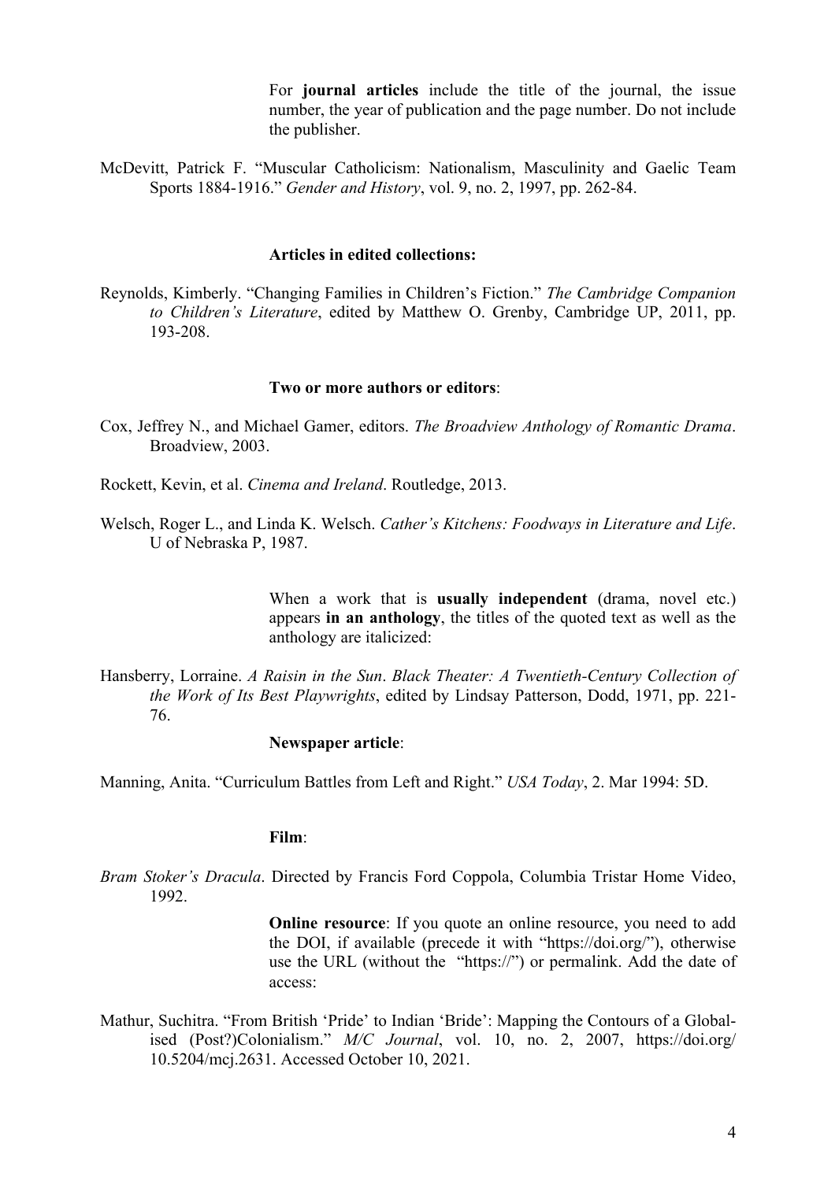For **journal articles** include the title of the journal, the issue number, the year of publication and the page number. Do not include the publisher.

McDevitt, Patrick F. "Muscular Catholicism: Nationalism, Masculinity and Gaelic Team Sports 1884-1916." *Gender and History*, vol. 9, no. 2, 1997, pp. 262-84.

**Articles in edited collections:**

Reynolds, Kimberly. "Changing Families in Children's Fiction." *The Cambridge Companion to Children's Literature*, edited by Matthew O. Grenby, Cambridge UP, 2011, pp. 193-208.

**Two or more authors or editors**:

Cox, Jeffrey N., and Michael Gamer, editors. *The Broadview Anthology of Romantic Drama*. Broadview, 2003.

Rockett, Kevin, et al. *Cinema and Ireland*. Routledge, 2013.

Welsch, Roger L., and Linda K. Welsch. *Cather's Kitchens: Foodways in Literature and Life*. U of Nebraska P, 1987.

When a work that is **usually independent** (drama, novel etc.) appears **in an anthology**, the titles of the quoted text as well as the anthology are italicized:

Hansberry, Lorraine. *A Raisin in the Sun*. *Black Theater: A Twentieth-Century Collection of the Work of Its Best Playwrights*, edited by Lindsay Patterson, Dodd, 1971, pp. 221-76.

**Newspaper article**:

Manning, Anita. "Curriculum Battles from Left and Right." *USA Today*, 2. Mar 1994: 5D.

**Film**:

*Bram Stoker's Dracula*. Directed by Francis Ford Coppola, Columbia Tristar Home Video, 1992.

**Online resource**: If you quote an online resource, you need to add the DOI, if available (precede it with "https://doi.org/"), otherwise use the URL (without the "https://") or permalink. Add the date of access:

Mathur, Suchitra. "From British 'Pride' to Indian 'Bride': Mapping the Contours of a Globalised (Post?)Colonialism." *M/C Journal*, vol. 10, no. 2, 2007, https://doi.org/10.5204/mcj.2631. Accessed October 10, 2021.